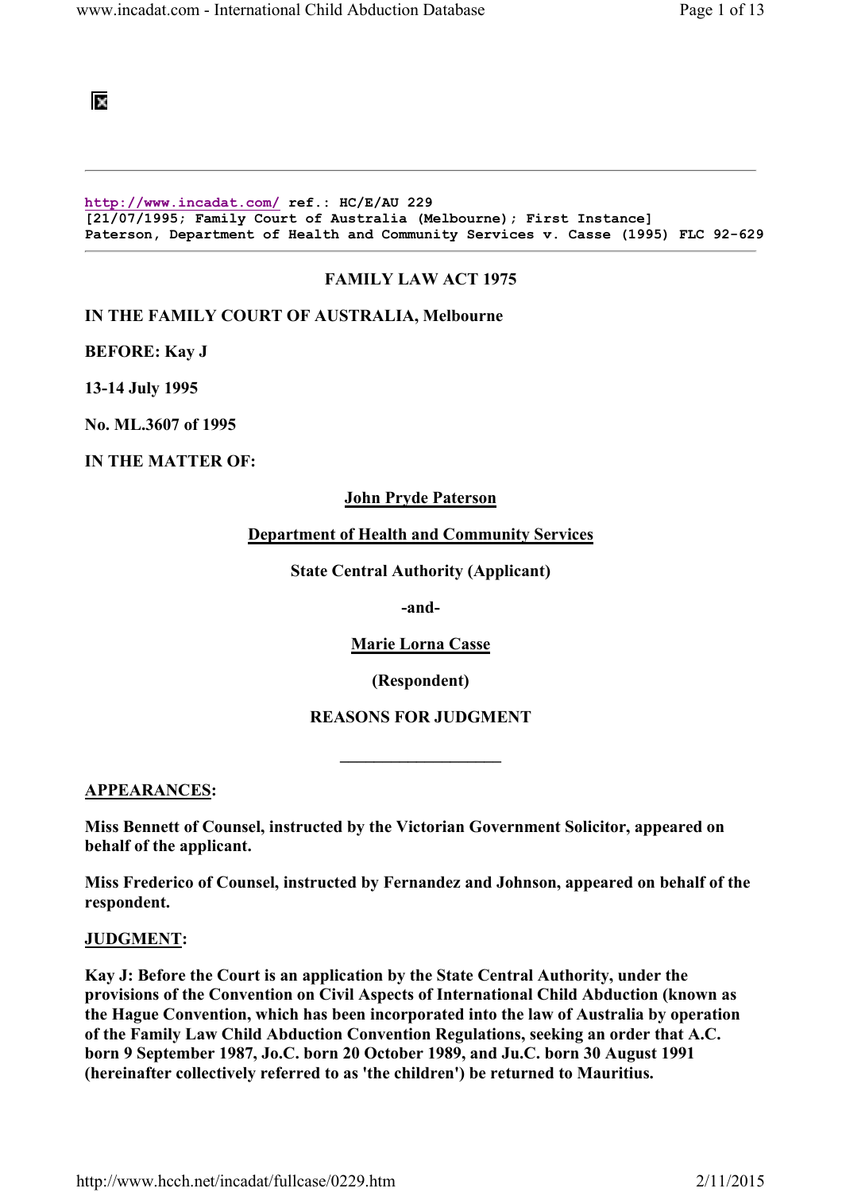http://www.incadat.com/ ref.: HC/E/AU 229
[21/07/1995; Family Court of Australia (Melbourne); First Instance]
Paterson, Department of Health and Community Services v. Casse (1995) FLC 92-629

---

**FAMILY LAW ACT 1975**

**IN THE FAMILY COURT OF AUSTRALIA, Melbourne**

**BEFORE: Kay J**

**13-14 July 1995**

**No. ML.3607 of 1995**

**IN THE MATTER OF:**

**John Pryde Paterson**

**Department of Health and Community Services**

**State Central Authority (Applicant)**

**-and-**

**Marie Lorna Casse**

**(Respondent)**

**REASONS FOR JUDGMENT**

---

**APPEARANCES:**

**Miss Bennett of Counsel, instructed by the Victorian Government Solicitor, appeared on behalf of the applicant.**

**Miss Frederico of Counsel, instructed by Fernandez and Johnson, appeared on behalf of the respondent.**

**JUDGMENT:**

**Kay J: Before the Court is an application by the State Central Authority, under the provisions of the Convention on Civil Aspects of International Child Abduction (known as the Hague Convention, which has been incorporated into the law of Australia by operation of the Family Law Child Abduction Convention Regulations, seeking an order that A.C. born 9 September 1987, Jo.C. born 20 October 1989, and Ju.C. born 30 August 1991 (hereinafter collectively referred to as 'the children') be returned to Mauritius.**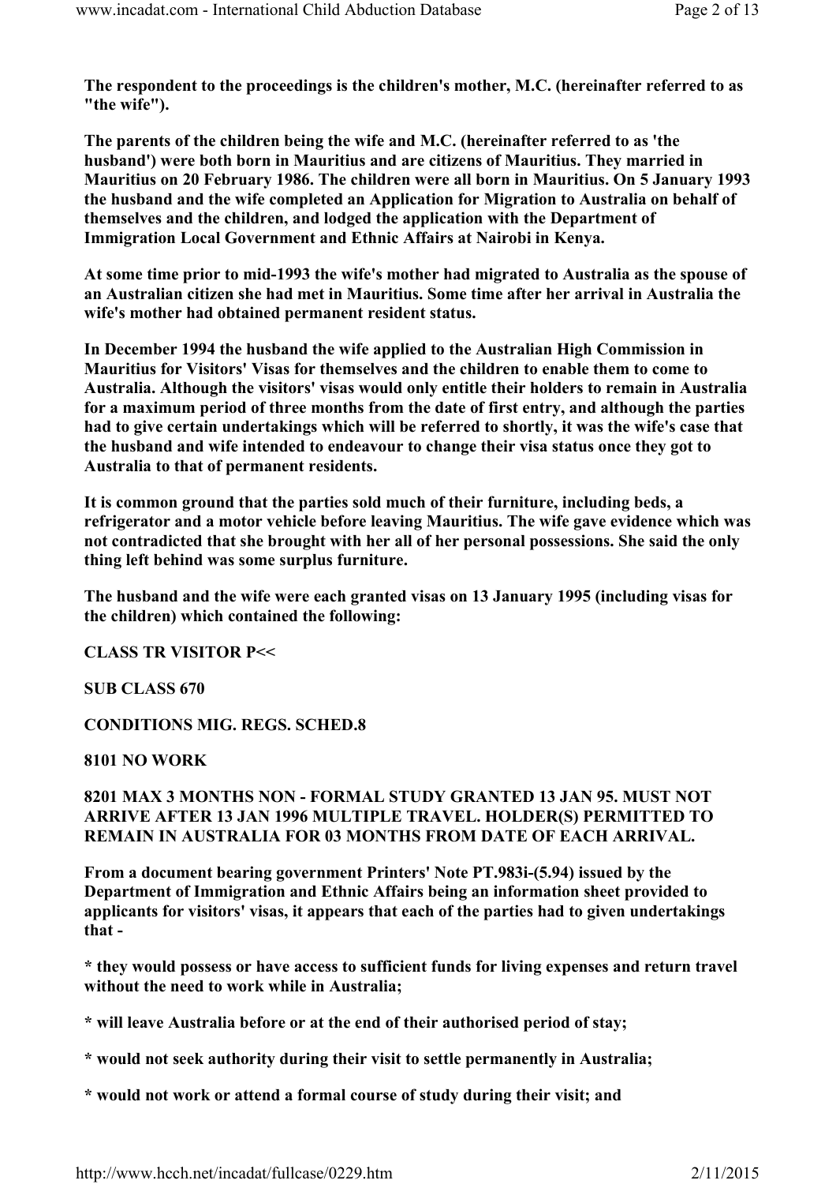**The respondent to the proceedings is the children's mother, M.C. (hereinafter referred to as "the wife").**

**The parents of the children being the wife and M.C. (hereinafter referred to as 'the husband') were both born in Mauritius and are citizens of Mauritius. They married in Mauritius on 20 February 1986. The children were all born in Mauritius. On 5 January 1993 the husband and the wife completed an Application for Migration to Australia on behalf of themselves and the children, and lodged the application with the Department of Immigration Local Government and Ethnic Affairs at Nairobi in Kenya.**

**At some time prior to mid-1993 the wife's mother had migrated to Australia as the spouse of an Australian citizen she had met in Mauritius. Some time after her arrival in Australia the wife's mother had obtained permanent resident status.**

**In December 1994 the husband the wife applied to the Australian High Commission in Mauritius for Visitors' Visas for themselves and the children to enable them to come to Australia. Although the visitors' visas would only entitle their holders to remain in Australia for a maximum period of three months from the date of first entry, and although the parties had to give certain undertakings which will be referred to shortly, it was the wife's case that the husband and wife intended to endeavour to change their visa status once they got to Australia to that of permanent residents.**

**It is common ground that the parties sold much of their furniture, including beds, a refrigerator and a motor vehicle before leaving Mauritius. The wife gave evidence which was not contradicted that she brought with her all of her personal possessions. She said the only thing left behind was some surplus furniture.**

**The husband and the wife were each granted visas on 13 January 1995 (including visas for the children) which contained the following:**

**CLASS TR VISITOR P<<**

**SUB CLASS 670**

**CONDITIONS MIG. REGS. SCHED.8**

**8101 NO WORK**

**8201 MAX 3 MONTHS NON - FORMAL STUDY GRANTED 13 JAN 95. MUST NOT ARRIVE AFTER 13 JAN 1996 MULTIPLE TRAVEL. HOLDER(S) PERMITTED TO REMAIN IN AUSTRALIA FOR 03 MONTHS FROM DATE OF EACH ARRIVAL.**

**From a document bearing government Printers' Note PT.983i-(5.94) issued by the Department of Immigration and Ethnic Affairs being an information sheet provided to applicants for visitors' visas, it appears that each of the parties had to given undertakings that -**

**\* they would possess or have access to sufficient funds for living expenses and return travel without the need to work while in Australia;**

**\* will leave Australia before or at the end of their authorised period of stay;**

**\* would not seek authority during their visit to settle permanently in Australia;**

**\* would not work or attend a formal course of study during their visit; and**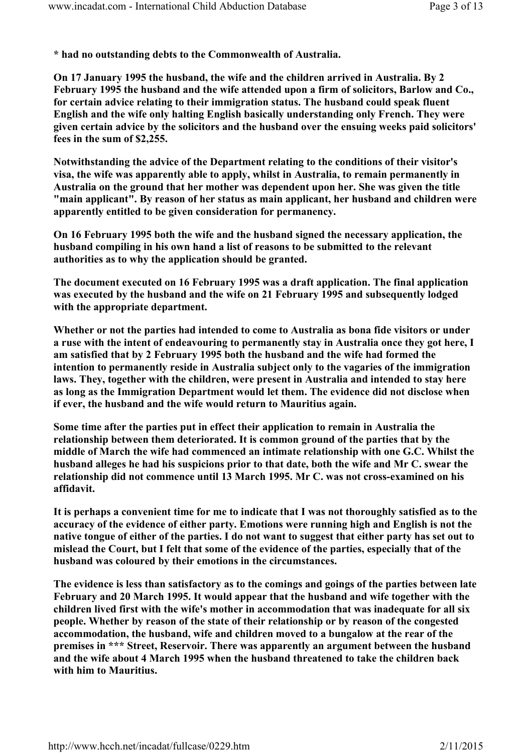**\* had no outstanding debts to the Commonwealth of Australia.**

**On 17 January 1995 the husband, the wife and the children arrived in Australia. By 2 February 1995 the husband and the wife attended upon a firm of solicitors, Barlow and Co., for certain advice relating to their immigration status. The husband could speak fluent English and the wife only halting English basically understanding only French. They were given certain advice by the solicitors and the husband over the ensuing weeks paid solicitors' fees in the sum of $2,255.**

**Notwithstanding the advice of the Department relating to the conditions of their visitor's visa, the wife was apparently able to apply, whilst in Australia, to remain permanently in Australia on the ground that her mother was dependent upon her. She was given the title "main applicant". By reason of her status as main applicant, her husband and children were apparently entitled to be given consideration for permanency.**

**On 16 February 1995 both the wife and the husband signed the necessary application, the husband compiling in his own hand a list of reasons to be submitted to the relevant authorities as to why the application should be granted.**

**The document executed on 16 February 1995 was a draft application. The final application was executed by the husband and the wife on 21 February 1995 and subsequently lodged with the appropriate department.**

**Whether or not the parties had intended to come to Australia as bona fide visitors or under a ruse with the intent of endeavouring to permanently stay in Australia once they got here, I am satisfied that by 2 February 1995 both the husband and the wife had formed the intention to permanently reside in Australia subject only to the vagaries of the immigration laws. They, together with the children, were present in Australia and intended to stay here as long as the Immigration Department would let them. The evidence did not disclose when if ever, the husband and the wife would return to Mauritius again.**

**Some time after the parties put in effect their application to remain in Australia the relationship between them deteriorated. It is common ground of the parties that by the middle of March the wife had commenced an intimate relationship with one G.C. Whilst the husband alleges he had his suspicions prior to that date, both the wife and Mr C. swear the relationship did not commence until 13 March 1995. Mr C. was not cross-examined on his affidavit.**

**It is perhaps a convenient time for me to indicate that I was not thoroughly satisfied as to the accuracy of the evidence of either party. Emotions were running high and English is not the native tongue of either of the parties. I do not want to suggest that either party has set out to mislead the Court, but I felt that some of the evidence of the parties, especially that of the husband was coloured by their emotions in the circumstances.**

**The evidence is less than satisfactory as to the comings and goings of the parties between late February and 20 March 1995. It would appear that the husband and wife together with the children lived first with the wife's mother in accommodation that was inadequate for all six people. Whether by reason of the state of their relationship or by reason of the congested accommodation, the husband, wife and children moved to a bungalow at the rear of the premises in \*\*\* Street, Reservoir. There was apparently an argument between the husband and the wife about 4 March 1995 when the husband threatened to take the children back with him to Mauritius.**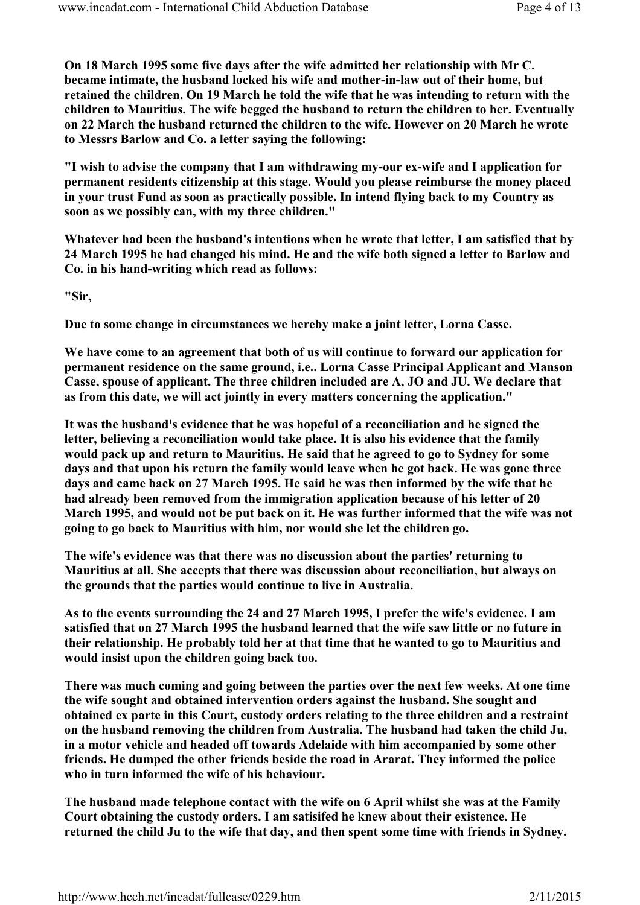**On 18 March 1995 some five days after the wife admitted her relationship with Mr C. became intimate, the husband locked his wife and mother-in-law out of their home, but retained the children. On 19 March he told the wife that he was intending to return with the children to Mauritius. The wife begged the husband to return the children to her. Eventually on 22 March the husband returned the children to the wife. However on 20 March he wrote to Messrs Barlow and Co. a letter saying the following:**

**"I wish to advise the company that I am withdrawing my-our ex-wife and I application for permanent residents citizenship at this stage. Would you please reimburse the money placed in your trust Fund as soon as practically possible. In intend flying back to my Country as soon as we possibly can, with my three children."**

**Whatever had been the husband's intentions when he wrote that letter, I am satisfied that by 24 March 1995 he had changed his mind. He and the wife both signed a letter to Barlow and Co. in his hand-writing which read as follows:**

**"Sir,**

**Due to some change in circumstances we hereby make a joint letter, Lorna Casse.**

**We have come to an agreement that both of us will continue to forward our application for permanent residence on the same ground, i.e.. Lorna Casse Principal Applicant and Manson Casse, spouse of applicant. The three children included are A, JO and JU. We declare that as from this date, we will act jointly in every matters concerning the application."**

**It was the husband's evidence that he was hopeful of a reconciliation and he signed the letter, believing a reconciliation would take place. It is also his evidence that the family would pack up and return to Mauritius. He said that he agreed to go to Sydney for some days and that upon his return the family would leave when he got back. He was gone three days and came back on 27 March 1995. He said he was then informed by the wife that he had already been removed from the immigration application because of his letter of 20 March 1995, and would not be put back on it. He was further informed that the wife was not going to go back to Mauritius with him, nor would she let the children go.**

**The wife's evidence was that there was no discussion about the parties' returning to Mauritius at all. She accepts that there was discussion about reconciliation, but always on the grounds that the parties would continue to live in Australia.**

**As to the events surrounding the 24 and 27 March 1995, I prefer the wife's evidence. I am satisfied that on 27 March 1995 the husband learned that the wife saw little or no future in their relationship. He probably told her at that time that he wanted to go to Mauritius and would insist upon the children going back too.**

**There was much coming and going between the parties over the next few weeks. At one time the wife sought and obtained intervention orders against the husband. She sought and obtained ex parte in this Court, custody orders relating to the three children and a restraint on the husband removing the children from Australia. The husband had taken the child Ju, in a motor vehicle and headed off towards Adelaide with him accompanied by some other friends. He dumped the other friends beside the road in Ararat. They informed the police who in turn informed the wife of his behaviour.**

**The husband made telephone contact with the wife on 6 April whilst she was at the Family Court obtaining the custody orders. I am satisifed he knew about their existence. He returned the child Ju to the wife that day, and then spent some time with friends in Sydney.**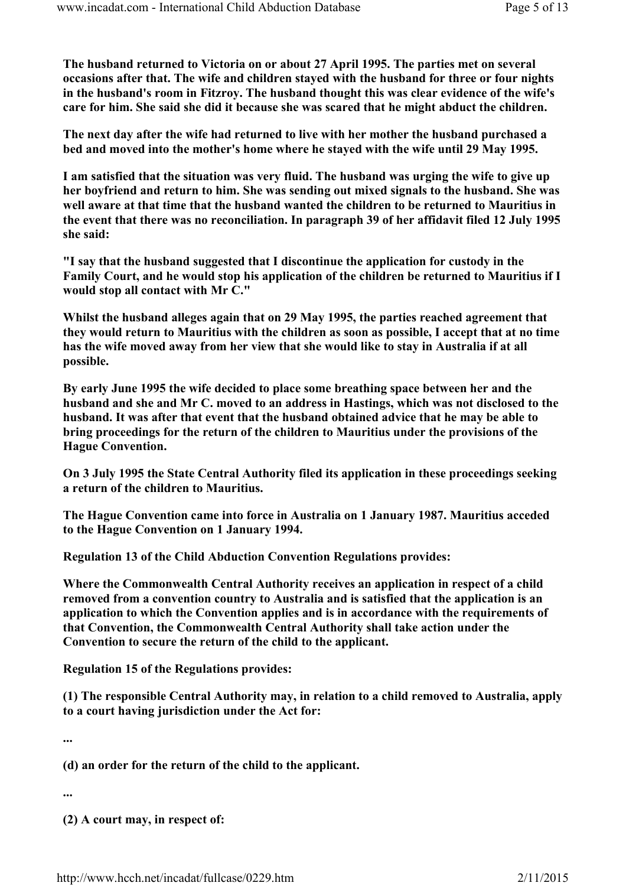**The husband returned to Victoria on or about 27 April 1995. The parties met on several occasions after that. The wife and children stayed with the husband for three or four nights in the husband's room in Fitzroy. The husband thought this was clear evidence of the wife's care for him. She said she did it because she was scared that he might abduct the children.**

**The next day after the wife had returned to live with her mother the husband purchased a bed and moved into the mother's home where he stayed with the wife until 29 May 1995.**

**I am satisfied that the situation was very fluid. The husband was urging the wife to give up her boyfriend and return to him. She was sending out mixed signals to the husband. She was well aware at that time that the husband wanted the children to be returned to Mauritius in the event that there was no reconciliation. In paragraph 39 of her affidavit filed 12 July 1995 she said:**

**"I say that the husband suggested that I discontinue the application for custody in the Family Court, and he would stop his application of the children be returned to Mauritius if I would stop all contact with Mr C."**

**Whilst the husband alleges again that on 29 May 1995, the parties reached agreement that they would return to Mauritius with the children as soon as possible, I accept that at no time has the wife moved away from her view that she would like to stay in Australia if at all possible.**

**By early June 1995 the wife decided to place some breathing space between her and the husband and she and Mr C. moved to an address in Hastings, which was not disclosed to the husband. It was after that event that the husband obtained advice that he may be able to bring proceedings for the return of the children to Mauritius under the provisions of the Hague Convention.**

**On 3 July 1995 the State Central Authority filed its application in these proceedings seeking a return of the children to Mauritius.**

**The Hague Convention came into force in Australia on 1 January 1987. Mauritius acceded to the Hague Convention on 1 January 1994.**

**Regulation 13 of the Child Abduction Convention Regulations provides:**

**Where the Commonwealth Central Authority receives an application in respect of a child removed from a convention country to Australia and is satisfied that the application is an application to which the Convention applies and is in accordance with the requirements of that Convention, the Commonwealth Central Authority shall take action under the Convention to secure the return of the child to the applicant.**

**Regulation 15 of the Regulations provides:**

**(1) The responsible Central Authority may, in relation to a child removed to Australia, apply to a court having jurisdiction under the Act for:**

**...**

**(d) an order for the return of the child to the applicant.**

**...**

**(2) A court may, in respect of:**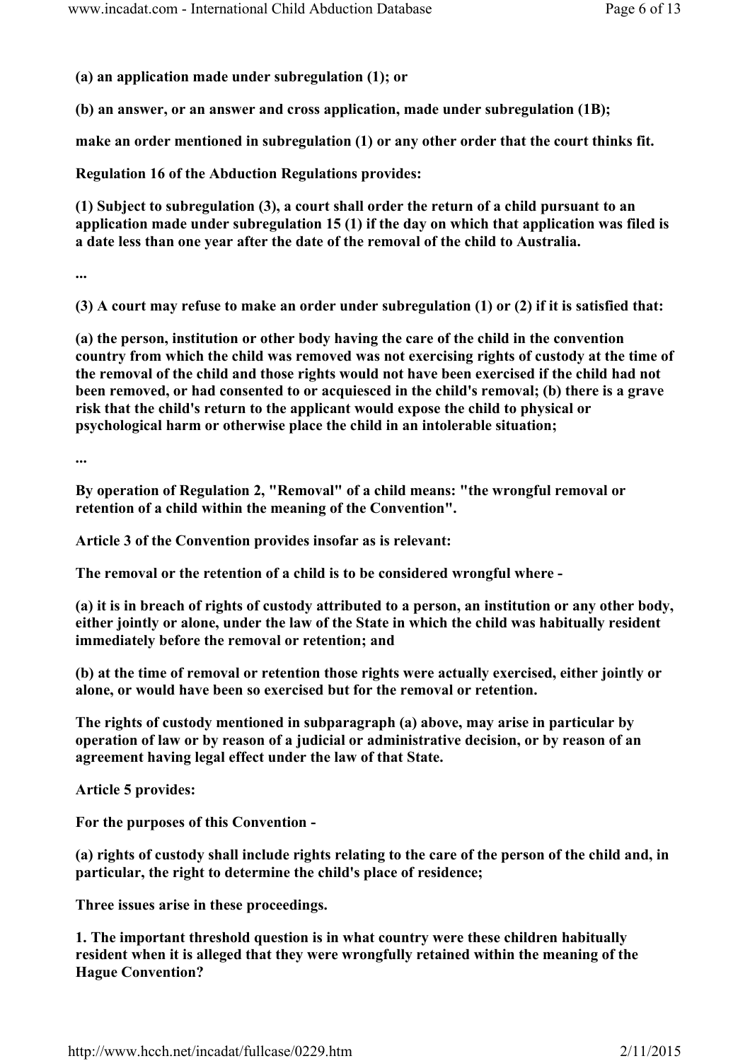**(a) an application made under subregulation (1); or**

**(b) an answer, or an answer and cross application, made under subregulation (1B);**

**make an order mentioned in subregulation (1) or any other order that the court thinks fit.**

**Regulation 16 of the Abduction Regulations provides:**

**(1) Subject to subregulation (3), a court shall order the return of a child pursuant to an application made under subregulation 15 (1) if the day on which that application was filed is a date less than one year after the date of the removal of the child to Australia.**

**...**

**(3) A court may refuse to make an order under subregulation (1) or (2) if it is satisfied that:**

**(a) the person, institution or other body having the care of the child in the convention country from which the child was removed was not exercising rights of custody at the time of the removal of the child and those rights would not have been exercised if the child had not been removed, or had consented to or acquiesced in the child's removal; (b) there is a grave risk that the child's return to the applicant would expose the child to physical or psychological harm or otherwise place the child in an intolerable situation;**

**...**

**By operation of Regulation 2, "Removal" of a child means: "the wrongful removal or retention of a child within the meaning of the Convention".**

**Article 3 of the Convention provides insofar as is relevant:**

**The removal or the retention of a child is to be considered wrongful where -**

**(a) it is in breach of rights of custody attributed to a person, an institution or any other body, either jointly or alone, under the law of the State in which the child was habitually resident immediately before the removal or retention; and**

**(b) at the time of removal or retention those rights were actually exercised, either jointly or alone, or would have been so exercised but for the removal or retention.**

**The rights of custody mentioned in subparagraph (a) above, may arise in particular by operation of law or by reason of a judicial or administrative decision, or by reason of an agreement having legal effect under the law of that State.**

**Article 5 provides:**

**For the purposes of this Convention -**

**(a) rights of custody shall include rights relating to the care of the person of the child and, in particular, the right to determine the child's place of residence;**

**Three issues arise in these proceedings.**

**1. The important threshold question is in what country were these children habitually resident when it is alleged that they were wrongfully retained within the meaning of the Hague Convention?**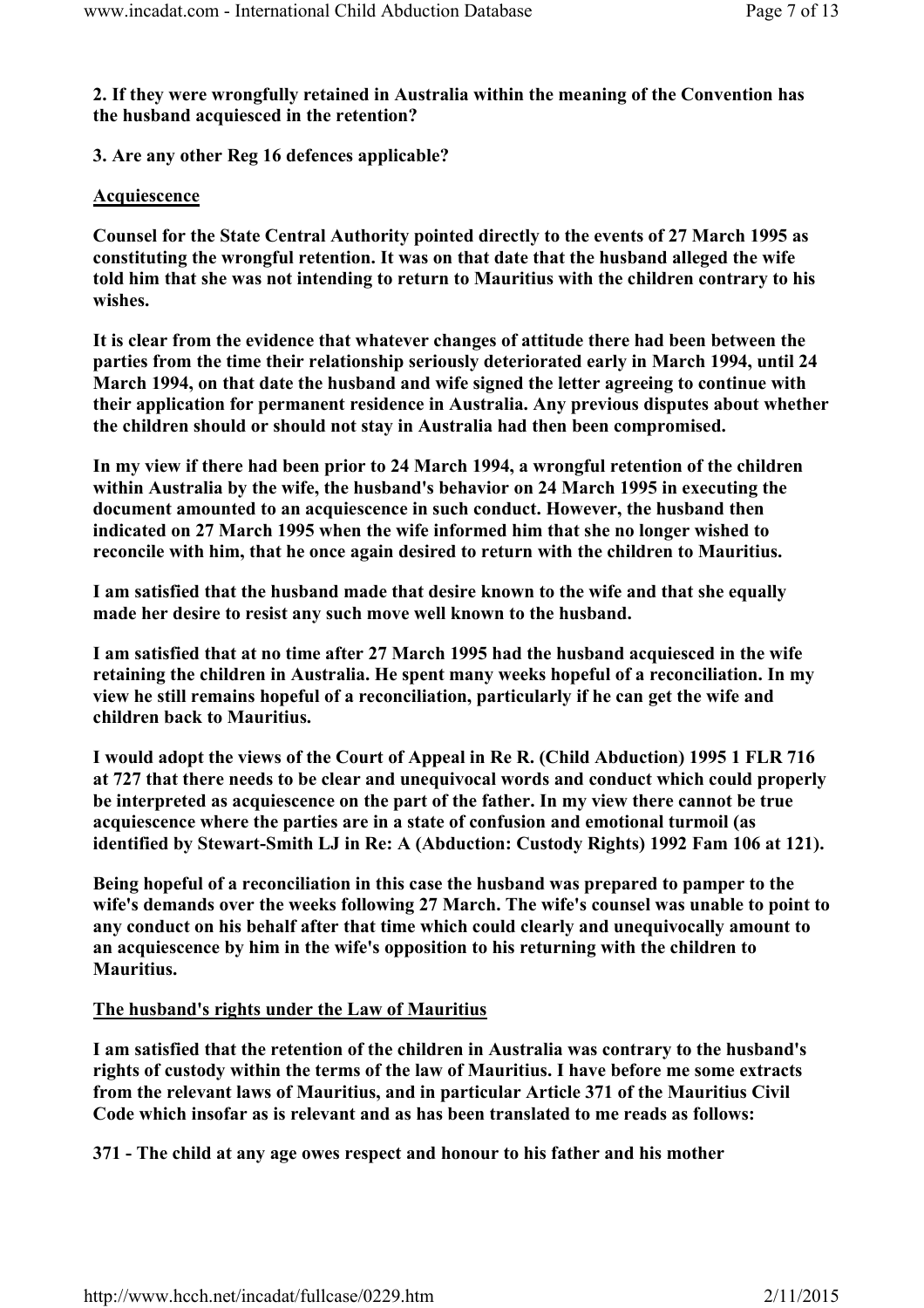**2. If they were wrongfully retained in Australia within the meaning of the Convention has the husband acquiesced in the retention?**

**3. Are any other Reg 16 defences applicable?**

**Acquiescence**

**Counsel for the State Central Authority pointed directly to the events of 27 March 1995 as constituting the wrongful retention. It was on that date that the husband alleged the wife told him that she was not intending to return to Mauritius with the children contrary to his wishes.**

**It is clear from the evidence that whatever changes of attitude there had been between the parties from the time their relationship seriously deteriorated early in March 1994, until 24 March 1994, on that date the husband and wife signed the letter agreeing to continue with their application for permanent residence in Australia. Any previous disputes about whether the children should or should not stay in Australia had then been compromised.**

**In my view if there had been prior to 24 March 1994, a wrongful retention of the children within Australia by the wife, the husband's behavior on 24 March 1995 in executing the document amounted to an acquiescence in such conduct. However, the husband then indicated on 27 March 1995 when the wife informed him that she no longer wished to reconcile with him, that he once again desired to return with the children to Mauritius.**

**I am satisfied that the husband made that desire known to the wife and that she equally made her desire to resist any such move well known to the husband.**

**I am satisfied that at no time after 27 March 1995 had the husband acquiesced in the wife retaining the children in Australia. He spent many weeks hopeful of a reconciliation. In my view he still remains hopeful of a reconciliation, particularly if he can get the wife and children back to Mauritius.**

**I would adopt the views of the Court of Appeal in Re R. (Child Abduction) 1995 1 FLR 716 at 727 that there needs to be clear and unequivocal words and conduct which could properly be interpreted as acquiescence on the part of the father. In my view there cannot be true acquiescence where the parties are in a state of confusion and emotional turmoil (as identified by Stewart-Smith LJ in Re: A (Abduction: Custody Rights) 1992 Fam 106 at 121).**

**Being hopeful of a reconciliation in this case the husband was prepared to pamper to the wife's demands over the weeks following 27 March. The wife's counsel was unable to point to any conduct on his behalf after that time which could clearly and unequivocally amount to an acquiescence by him in the wife's opposition to his returning with the children to Mauritius.**

**The husband's rights under the Law of Mauritius**

**I am satisfied that the retention of the children in Australia was contrary to the husband's rights of custody within the terms of the law of Mauritius. I have before me some extracts from the relevant laws of Mauritius, and in particular Article 371 of the Mauritius Civil Code which insofar as is relevant and as has been translated to me reads as follows:**

**371 - The child at any age owes respect and honour to his father and his mother**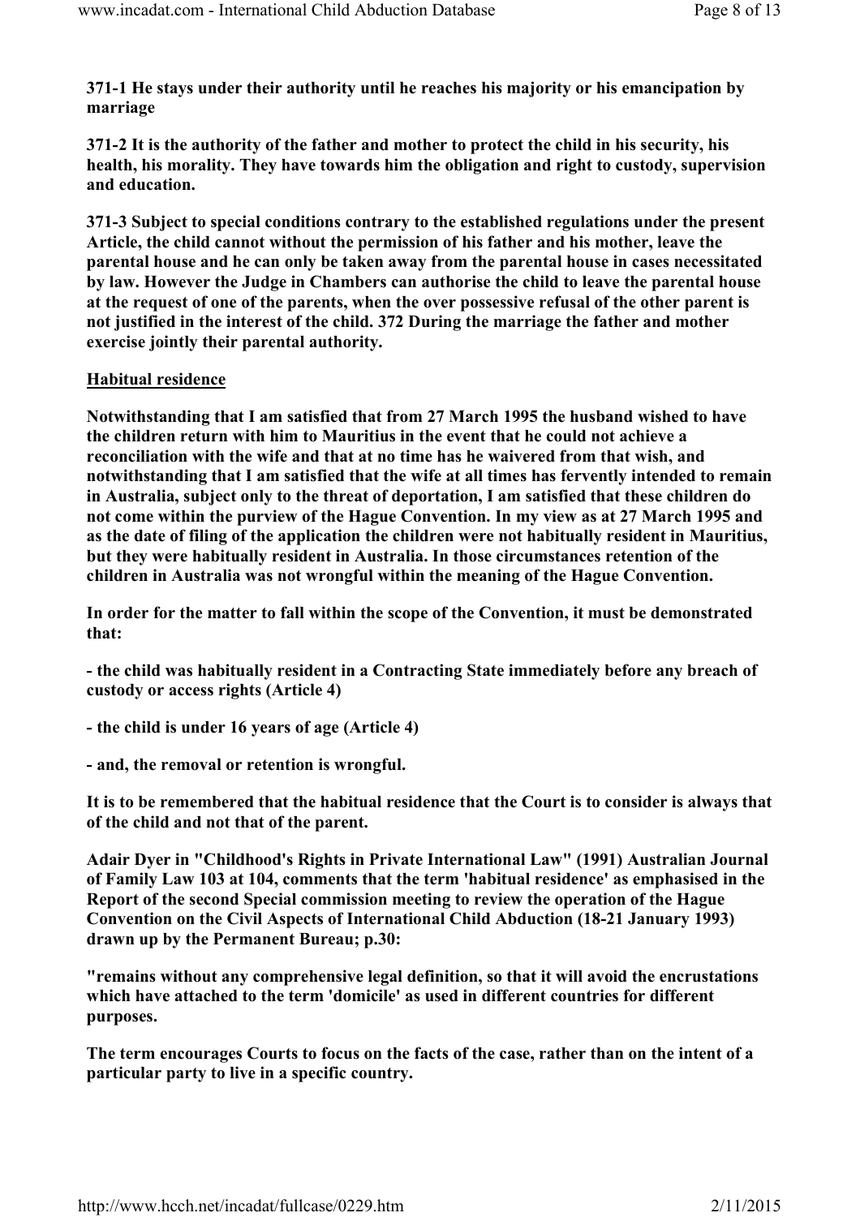**371-1 He stays under their authority until he reaches his majority or his emancipation by marriage**

**371-2 It is the authority of the father and mother to protect the child in his security, his health, his morality. They have towards him the obligation and right to custody, supervision and education.**

**371-3 Subject to special conditions contrary to the established regulations under the present Article, the child cannot without the permission of his father and his mother, leave the parental house and he can only be taken away from the parental house in cases necessitated by law. However the Judge in Chambers can authorise the child to leave the parental house at the request of one of the parents, when the over possessive refusal of the other parent is not justified in the interest of the child. 372 During the marriage the father and mother exercise jointly their parental authority.**

**<u>Habitual residence</u>**

**Notwithstanding that I am satisfied that from 27 March 1995 the husband wished to have the children return with him to Mauritius in the event that he could not achieve a reconciliation with the wife and that at no time has he waivered from that wish, and notwithstanding that I am satisfied that the wife at all times has fervently intended to remain in Australia, subject only to the threat of deportation, I am satisfied that these children do not come within the purview of the Hague Convention. In my view as at 27 March 1995 and as the date of filing of the application the children were not habitually resident in Mauritius, but they were habitually resident in Australia. In those circumstances retention of the children in Australia was not wrongful within the meaning of the Hague Convention.**

**In order for the matter to fall within the scope of the Convention, it must be demonstrated that:**

**- the child was habitually resident in a Contracting State immediately before any breach of custody or access rights (Article 4)**

**- the child is under 16 years of age (Article 4)**

**- and, the removal or retention is wrongful.**

**It is to be remembered that the habitual residence that the Court is to consider is always that of the child and not that of the parent.**

**Adair Dyer in "Childhood's Rights in Private International Law" (1991) Australian Journal of Family Law 103 at 104, comments that the term 'habitual residence' as emphasised in the Report of the second Special commission meeting to review the operation of the Hague Convention on the Civil Aspects of International Child Abduction (18-21 January 1993) drawn up by the Permanent Bureau; p.30:**

**"remains without any comprehensive legal definition, so that it will avoid the encrustations which have attached to the term 'domicile' as used in different countries for different purposes.**

**The term encourages Courts to focus on the facts of the case, rather than on the intent of a particular party to live in a specific country.**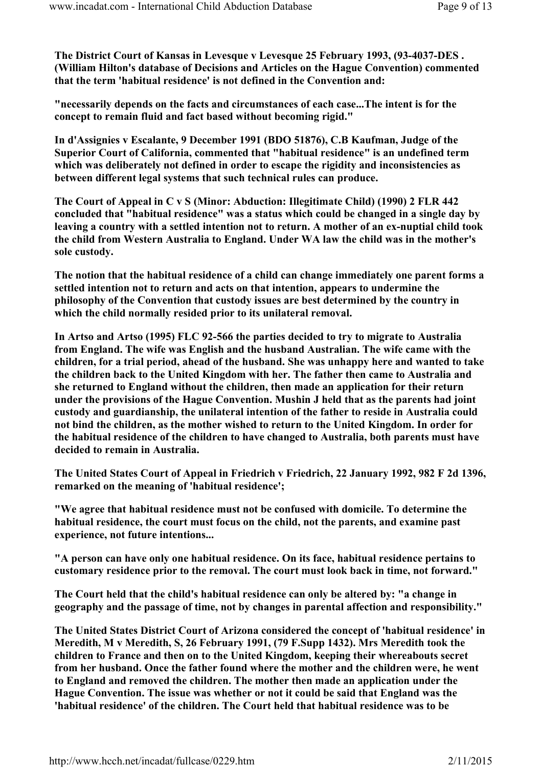**The District Court of Kansas in Levesque v Levesque 25 February 1993, (93-4037-DES . (William Hilton's database of Decisions and Articles on the Hague Convention) commented that the term 'habitual residence' is not defined in the Convention and:**

**"necessarily depends on the facts and circumstances of each case...The intent is for the concept to remain fluid and fact based without becoming rigid."**

**In d'Assignies v Escalante, 9 December 1991 (BDO 51876), C.B Kaufman, Judge of the Superior Court of California, commented that "habitual residence" is an undefined term which was deliberately not defined in order to escape the rigidity and inconsistencies as between different legal systems that such technical rules can produce.**

**The Court of Appeal in C v S (Minor: Abduction: Illegitimate Child) (1990) 2 FLR 442 concluded that "habitual residence" was a status which could be changed in a single day by leaving a country with a settled intention not to return. A mother of an ex-nuptial child took the child from Western Australia to England. Under WA law the child was in the mother's sole custody.**

**The notion that the habitual residence of a child can change immediately one parent forms a settled intention not to return and acts on that intention, appears to undermine the philosophy of the Convention that custody issues are best determined by the country in which the child normally resided prior to its unilateral removal.**

**In Artso and Artso (1995) FLC 92-566 the parties decided to try to migrate to Australia from England. The wife was English and the husband Australian. The wife came with the children, for a trial period, ahead of the husband. She was unhappy here and wanted to take the children back to the United Kingdom with her. The father then came to Australia and she returned to England without the children, then made an application for their return under the provisions of the Hague Convention. Mushin J held that as the parents had joint custody and guardianship, the unilateral intention of the father to reside in Australia could not bind the children, as the mother wished to return to the United Kingdom. In order for the habitual residence of the children to have changed to Australia, both parents must have decided to remain in Australia.**

**The United States Court of Appeal in Friedrich v Friedrich, 22 January 1992, 982 F 2d 1396, remarked on the meaning of 'habitual residence';**

**"We agree that habitual residence must not be confused with domicile. To determine the habitual residence, the court must focus on the child, not the parents, and examine past experience, not future intentions...**

**"A person can have only one habitual residence. On its face, habitual residence pertains to customary residence prior to the removal. The court must look back in time, not forward."**

**The Court held that the child's habitual residence can only be altered by: "a change in geography and the passage of time, not by changes in parental affection and responsibility."**

**The United States District Court of Arizona considered the concept of 'habitual residence' in Meredith, M v Meredith, S, 26 February 1991, (79 F.Supp 1432). Mrs Meredith took the children to France and then on to the United Kingdom, keeping their whereabouts secret from her husband. Once the father found where the mother and the children were, he went to England and removed the children. The mother then made an application under the Hague Convention. The issue was whether or not it could be said that England was the 'habitual residence' of the children. The Court held that habitual residence was to be**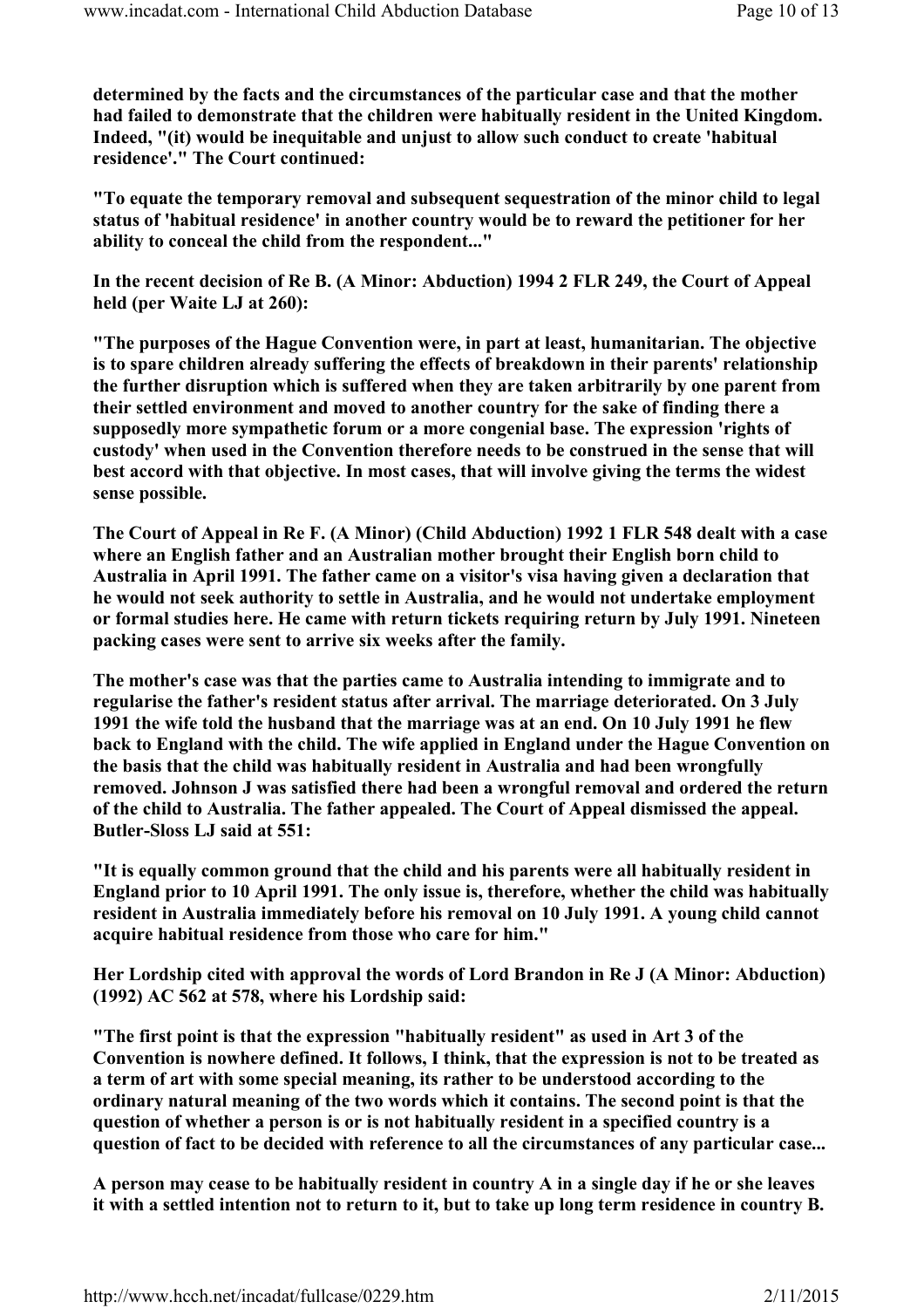determined by the facts and the circumstances of the particular case and that the mother had failed to demonstrate that the children were habitually resident in the United Kingdom. Indeed, "(it) would be inequitable and unjust to allow such conduct to create 'habitual residence'." The Court continued:

"To equate the temporary removal and subsequent sequestration of the minor child to legal status of 'habitual residence' in another country would be to reward the petitioner for her ability to conceal the child from the respondent..."

In the recent decision of Re B. (A Minor: Abduction) 1994 2 FLR 249, the Court of Appeal held (per Waite LJ at 260):

"The purposes of the Hague Convention were, in part at least, humanitarian. The objective is to spare children already suffering the effects of breakdown in their parents' relationship the further disruption which is suffered when they are taken arbitrarily by one parent from their settled environment and moved to another country for the sake of finding there a supposedly more sympathetic forum or a more congenial base. The expression 'rights of custody' when used in the Convention therefore needs to be construed in the sense that will best accord with that objective. In most cases, that will involve giving the terms the widest sense possible.

The Court of Appeal in Re F. (A Minor) (Child Abduction) 1992 1 FLR 548 dealt with a case where an English father and an Australian mother brought their English born child to Australia in April 1991. The father came on a visitor's visa having given a declaration that he would not seek authority to settle in Australia, and he would not undertake employment or formal studies here. He came with return tickets requiring return by July 1991. Nineteen packing cases were sent to arrive six weeks after the family.

The mother's case was that the parties came to Australia intending to immigrate and to regularise the father's resident status after arrival. The marriage deteriorated. On 3 July 1991 the wife told the husband that the marriage was at an end. On 10 July 1991 he flew back to England with the child. The wife applied in England under the Hague Convention on the basis that the child was habitually resident in Australia and had been wrongfully removed. Johnson J was satisfied there had been a wrongful removal and ordered the return of the child to Australia. The father appealed. The Court of Appeal dismissed the appeal. Butler-Sloss LJ said at 551:

"It is equally common ground that the child and his parents were all habitually resident in England prior to 10 April 1991. The only issue is, therefore, whether the child was habitually resident in Australia immediately before his removal on 10 July 1991. A young child cannot acquire habitual residence from those who care for him."

Her Lordship cited with approval the words of Lord Brandon in Re J (A Minor: Abduction) (1992) AC 562 at 578, where his Lordship said:

"The first point is that the expression "habitually resident" as used in Art 3 of the Convention is nowhere defined. It follows, I think, that the expression is not to be treated as a term of art with some special meaning, its rather to be understood according to the ordinary natural meaning of the two words which it contains. The second point is that the question of whether a person is or is not habitually resident in a specified country is a question of fact to be decided with reference to all the circumstances of any particular case...

A person may cease to be habitually resident in country A in a single day if he or she leaves it with a settled intention not to return to it, but to take up long term residence in country B.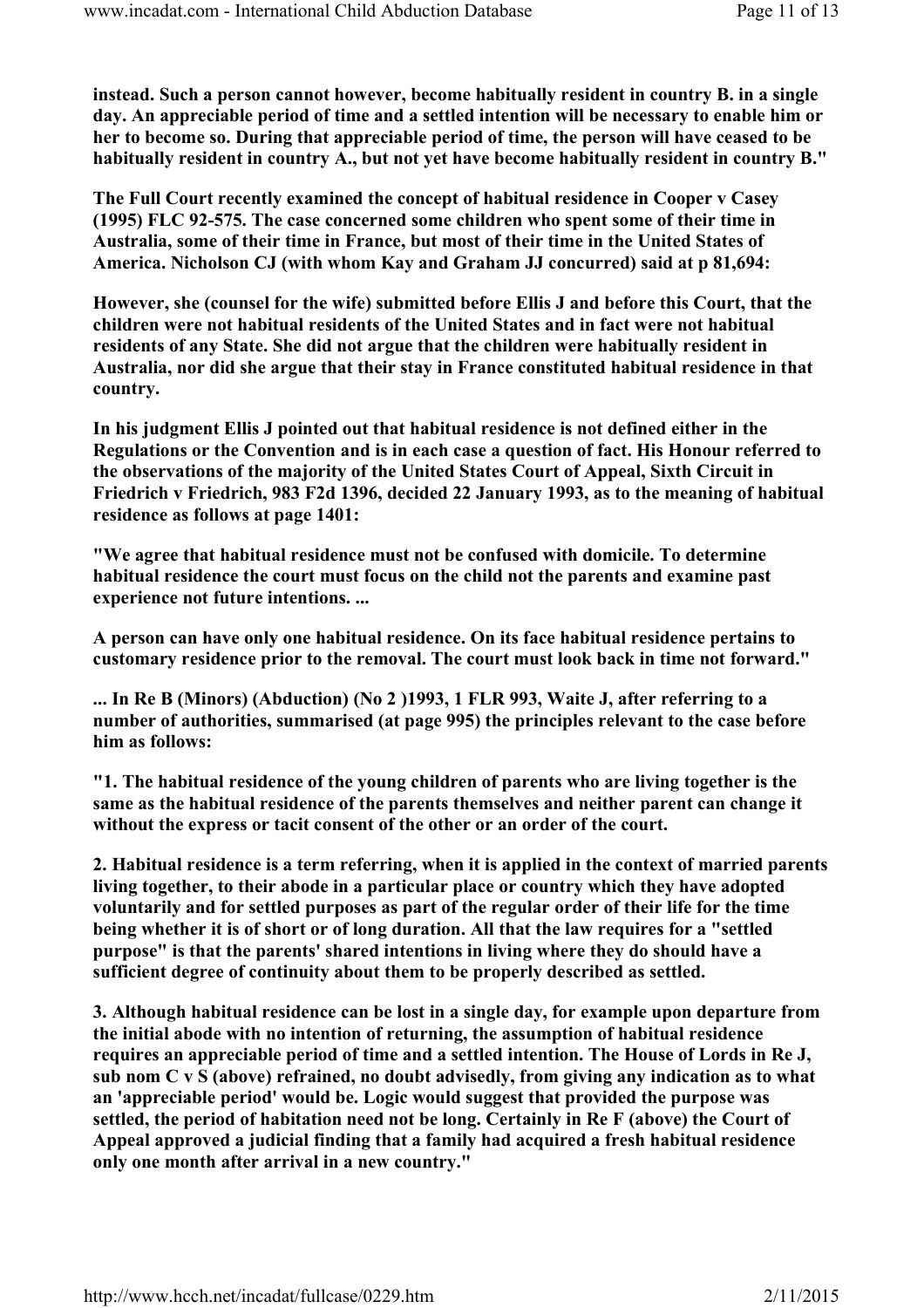**instead. Such a person cannot however, become habitually resident in country B. in a single day. An appreciable period of time and a settled intention will be necessary to enable him or her to become so. During that appreciable period of time, the person will have ceased to be habitually resident in country A., but not yet have become habitually resident in country B."**

**The Full Court recently examined the concept of habitual residence in Cooper v Casey (1995) FLC 92-575. The case concerned some children who spent some of their time in Australia, some of their time in France, but most of their time in the United States of America. Nicholson CJ (with whom Kay and Graham JJ concurred) said at p 81,694:**

**However, she (counsel for the wife) submitted before Ellis J and before this Court, that the children were not habitual residents of the United States and in fact were not habitual residents of any State. She did not argue that the children were habitually resident in Australia, nor did she argue that their stay in France constituted habitual residence in that country.**

**In his judgment Ellis J pointed out that habitual residence is not defined either in the Regulations or the Convention and is in each case a question of fact. His Honour referred to the observations of the majority of the United States Court of Appeal, Sixth Circuit in Friedrich v Friedrich, 983 F2d 1396, decided 22 January 1993, as to the meaning of habitual residence as follows at page 1401:**

**"We agree that habitual residence must not be confused with domicile. To determine habitual residence the court must focus on the child not the parents and examine past experience not future intentions. ...**

**A person can have only one habitual residence. On its face habitual residence pertains to customary residence prior to the removal. The court must look back in time not forward."**

**... In Re B (Minors) (Abduction) (No 2 )1993, 1 FLR 993, Waite J, after referring to a number of authorities, summarised (at page 995) the principles relevant to the case before him as follows:**

**"1. The habitual residence of the young children of parents who are living together is the same as the habitual residence of the parents themselves and neither parent can change it without the express or tacit consent of the other or an order of the court.**

**2. Habitual residence is a term referring, when it is applied in the context of married parents living together, to their abode in a particular place or country which they have adopted voluntarily and for settled purposes as part of the regular order of their life for the time being whether it is of short or of long duration. All that the law requires for a "settled purpose" is that the parents' shared intentions in living where they do should have a sufficient degree of continuity about them to be properly described as settled.**

**3. Although habitual residence can be lost in a single day, for example upon departure from the initial abode with no intention of returning, the assumption of habitual residence requires an appreciable period of time and a settled intention. The House of Lords in Re J, sub nom C v S (above) refrained, no doubt advisedly, from giving any indication as to what an 'appreciable period' would be. Logic would suggest that provided the purpose was settled, the period of habitation need not be long. Certainly in Re F (above) the Court of Appeal approved a judicial finding that a family had acquired a fresh habitual residence only one month after arrival in a new country."**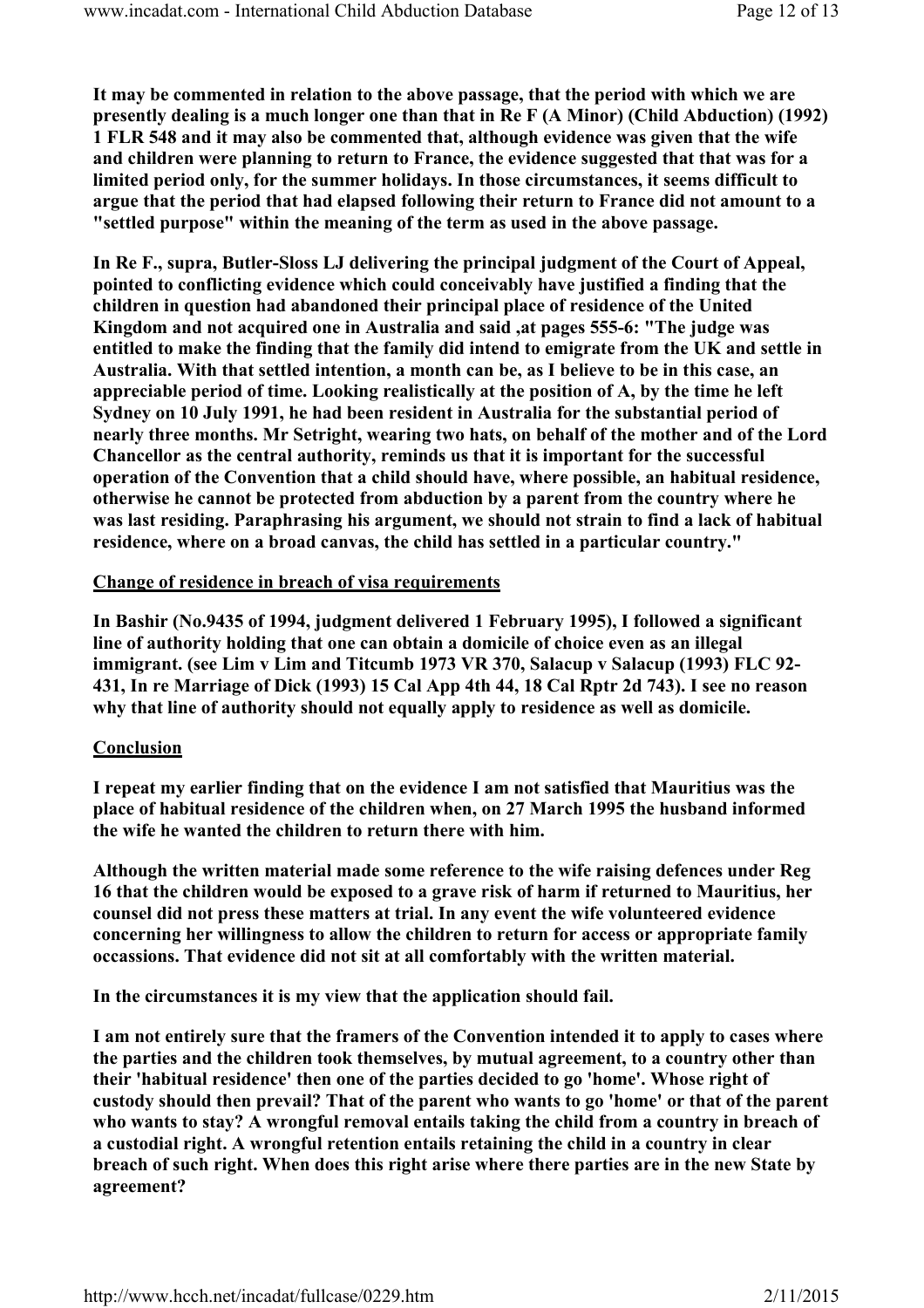**It may be commented in relation to the above passage, that the period with which we are presently dealing is a much longer one than that in Re F (A Minor) (Child Abduction) (1992) 1 FLR 548 and it may also be commented that, although evidence was given that the wife and children were planning to return to France, the evidence suggested that that was for a limited period only, for the summer holidays. In those circumstances, it seems difficult to argue that the period that had elapsed following their return to France did not amount to a "settled purpose" within the meaning of the term as used in the above passage.**

**In Re F., supra, Butler-Sloss LJ delivering the principal judgment of the Court of Appeal, pointed to conflicting evidence which could conceivably have justified a finding that the children in question had abandoned their principal place of residence of the United Kingdom and not acquired one in Australia and said ,at pages 555-6: "The judge was entitled to make the finding that the family did intend to emigrate from the UK and settle in Australia. With that settled intention, a month can be, as I believe to be in this case, an appreciable period of time. Looking realistically at the position of A, by the time he left Sydney on 10 July 1991, he had been resident in Australia for the substantial period of nearly three months. Mr Setright, wearing two hats, on behalf of the mother and of the Lord Chancellor as the central authority, reminds us that it is important for the successful operation of the Convention that a child should have, where possible, an habitual residence, otherwise he cannot be protected from abduction by a parent from the country where he was last residing. Paraphrasing his argument, we should not strain to find a lack of habitual residence, where on a broad canvas, the child has settled in a particular country."**

**<u>Change of residence in breach of visa requirements</u>**

**In Bashir (No.9435 of 1994, judgment delivered 1 February 1995), I followed a significant line of authority holding that one can obtain a domicile of choice even as an illegal immigrant. (see Lim v Lim and Titcumb 1973 VR 370, Salacup v Salacup (1993) FLC 92-431, In re Marriage of Dick (1993) 15 Cal App 4th 44, 18 Cal Rptr 2d 743). I see no reason why that line of authority should not equally apply to residence as well as domicile.**

**<u>Conclusion</u>**

**I repeat my earlier finding that on the evidence I am not satisfied that Mauritius was the place of habitual residence of the children when, on 27 March 1995 the husband informed the wife he wanted the children to return there with him.**

**Although the written material made some reference to the wife raising defences under Reg 16 that the children would be exposed to a grave risk of harm if returned to Mauritius, her counsel did not press these matters at trial. In any event the wife volunteered evidence concerning her willingness to allow the children to return for access or appropriate family occassions. That evidence did not sit at all comfortably with the written material.**

**In the circumstances it is my view that the application should fail.**

**I am not entirely sure that the framers of the Convention intended it to apply to cases where the parties and the children took themselves, by mutual agreement, to a country other than their 'habitual residence' then one of the parties decided to go 'home'. Whose right of custody should then prevail? That of the parent who wants to go 'home' or that of the parent who wants to stay? A wrongful removal entails taking the child from a country in breach of a custodial right. A wrongful retention entails retaining the child in a country in clear breach of such right. When does this right arise where there parties are in the new State by agreement?**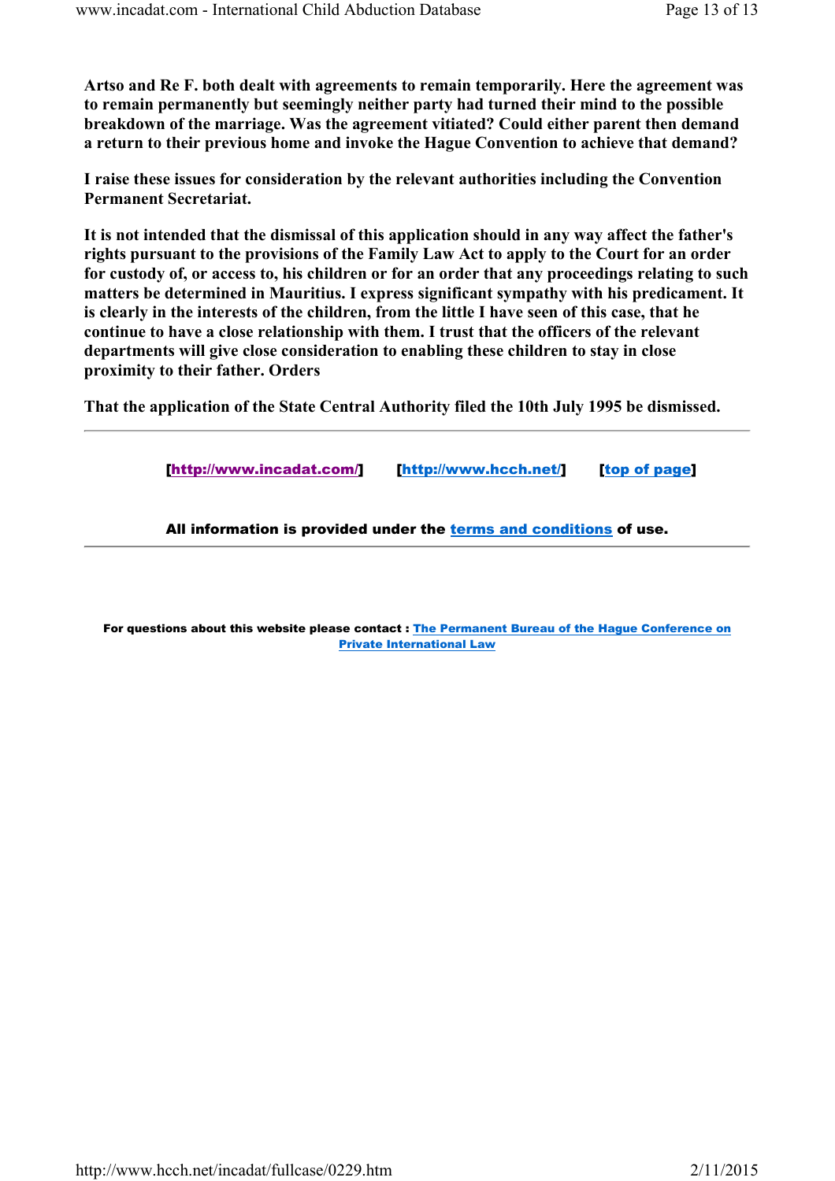**Artso and Re F. both dealt with agreements to remain temporarily. Here the agreement was to remain permanently but seemingly neither party had turned their mind to the possible breakdown of the marriage. Was the agreement vitiated? Could either parent then demand a return to their previous home and invoke the Hague Convention to achieve that demand?**

**I raise these issues for consideration by the relevant authorities including the Convention Permanent Secretariat.**

**It is not intended that the dismissal of this application should in any way affect the father's rights pursuant to the provisions of the Family Law Act to apply to the Court for an order for custody of, or access to, his children or for an order that any proceedings relating to such matters be determined in Mauritius. I express significant sympathy with his predicament. It is clearly in the interests of the children, from the little I have seen of this case, that he continue to have a close relationship with them. I trust that the officers of the relevant departments will give close consideration to enabling these children to stay in close proximity to their father. Orders**

**That the application of the State Central Authority filed the 10th July 1995 be dismissed.**

---

**[http://www.incadat.com/]** **[http://www.hcch.net/]** **[top of page]**

**All information is provided under the terms and conditions of use.**

---

**For questions about this website please contact : The Permanent Bureau of the Hague Conference on Private International Law**